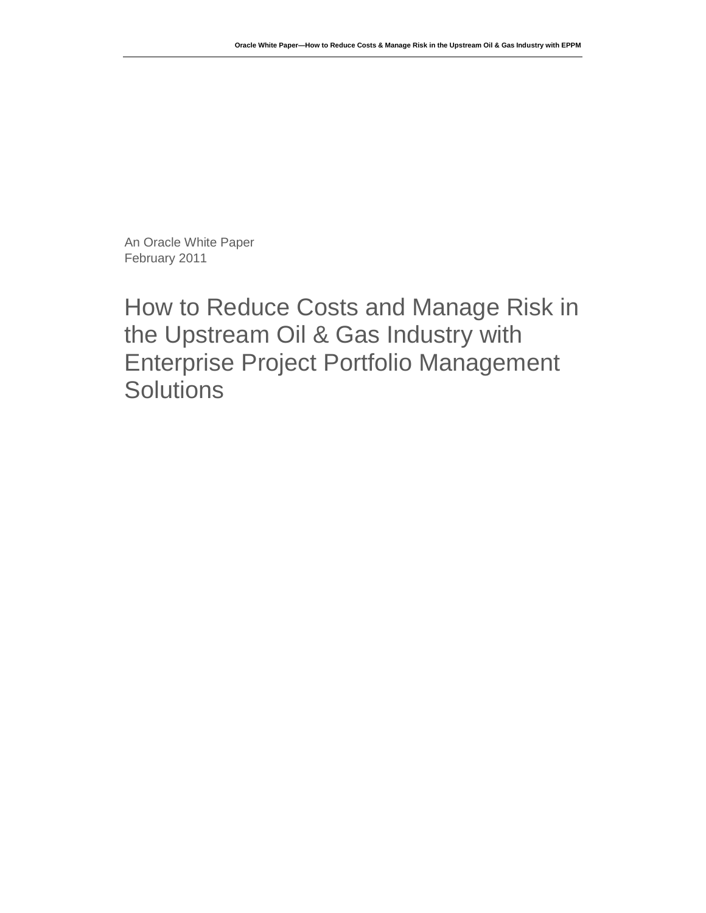An Oracle White Paper
February 2011

# How to Reduce Costs and Manage Risk in the Upstream Oil & Gas Industry with Enterprise Project Portfolio Management Solutions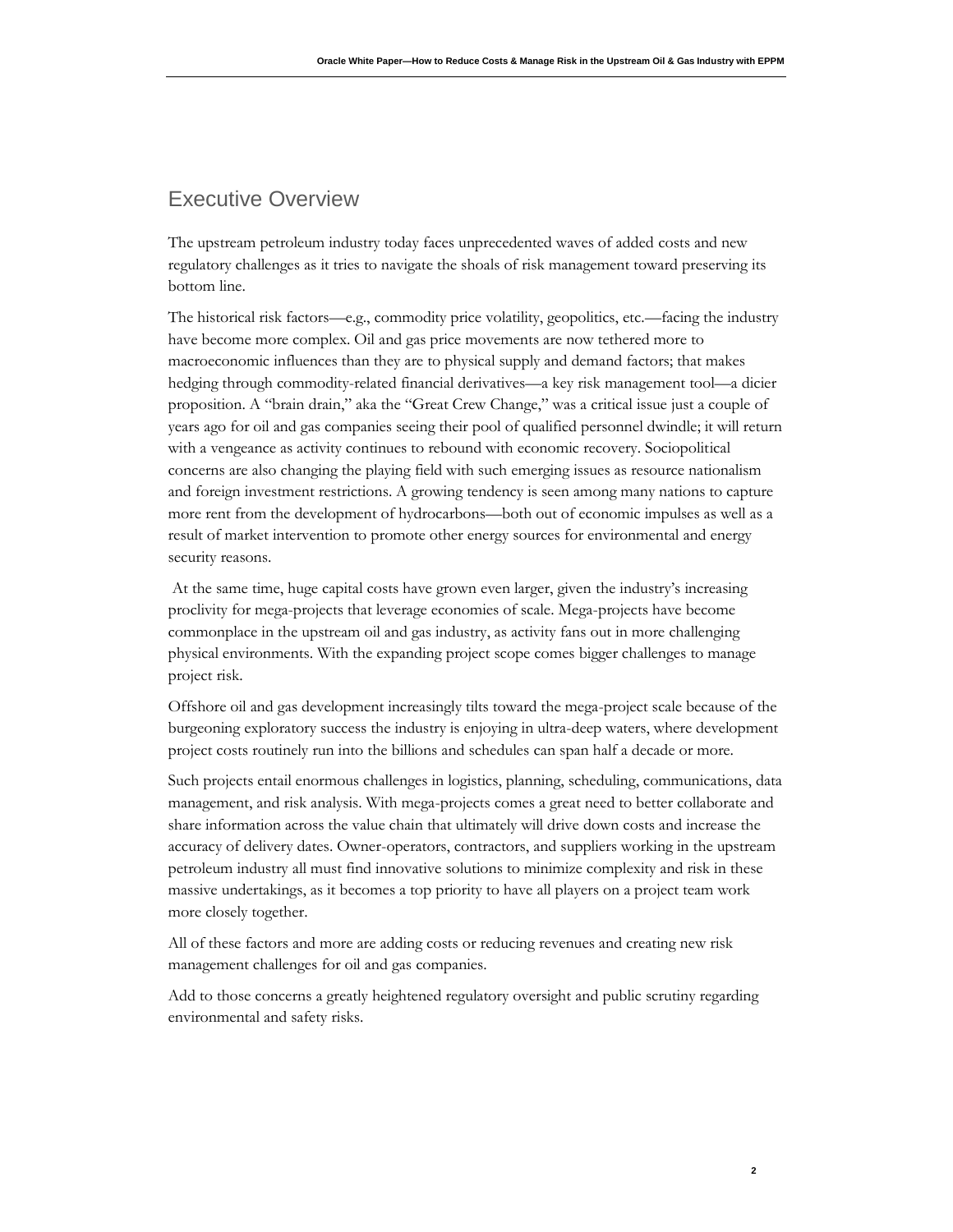## Executive Overview

The upstream petroleum industry today faces unprecedented waves of added costs and new regulatory challenges as it tries to navigate the shoals of risk management toward preserving its bottom line.

The historical risk factors—e.g., commodity price volatility, geopolitics, etc.—facing the industry have become more complex. Oil and gas price movements are now tethered more to macroeconomic influences than they are to physical supply and demand factors; that makes hedging through commodity-related financial derivatives—a key risk management tool—a dicier proposition. A "brain drain," aka the "Great Crew Change," was a critical issue just a couple of years ago for oil and gas companies seeing their pool of qualified personnel dwindle; it will return with a vengeance as activity continues to rebound with economic recovery. Sociopolitical concerns are also changing the playing field with such emerging issues as resource nationalism and foreign investment restrictions. A growing tendency is seen among many nations to capture more rent from the development of hydrocarbons—both out of economic impulses as well as a result of market intervention to promote other energy sources for environmental and energy security reasons.

At the same time, huge capital costs have grown even larger, given the industry's increasing proclivity for mega-projects that leverage economies of scale. Mega-projects have become commonplace in the upstream oil and gas industry, as activity fans out in more challenging physical environments. With the expanding project scope comes bigger challenges to manage project risk.

Offshore oil and gas development increasingly tilts toward the mega-project scale because of the burgeoning exploratory success the industry is enjoying in ultra-deep waters, where development project costs routinely run into the billions and schedules can span half a decade or more.

Such projects entail enormous challenges in logistics, planning, scheduling, communications, data management, and risk analysis. With mega-projects comes a great need to better collaborate and share information across the value chain that ultimately will drive down costs and increase the accuracy of delivery dates. Owner-operators, contractors, and suppliers working in the upstream petroleum industry all must find innovative solutions to minimize complexity and risk in these massive undertakings, as it becomes a top priority to have all players on a project team work more closely together.

All of these factors and more are adding costs or reducing revenues and creating new risk management challenges for oil and gas companies.

Add to those concerns a greatly heightened regulatory oversight and public scrutiny regarding environmental and safety risks.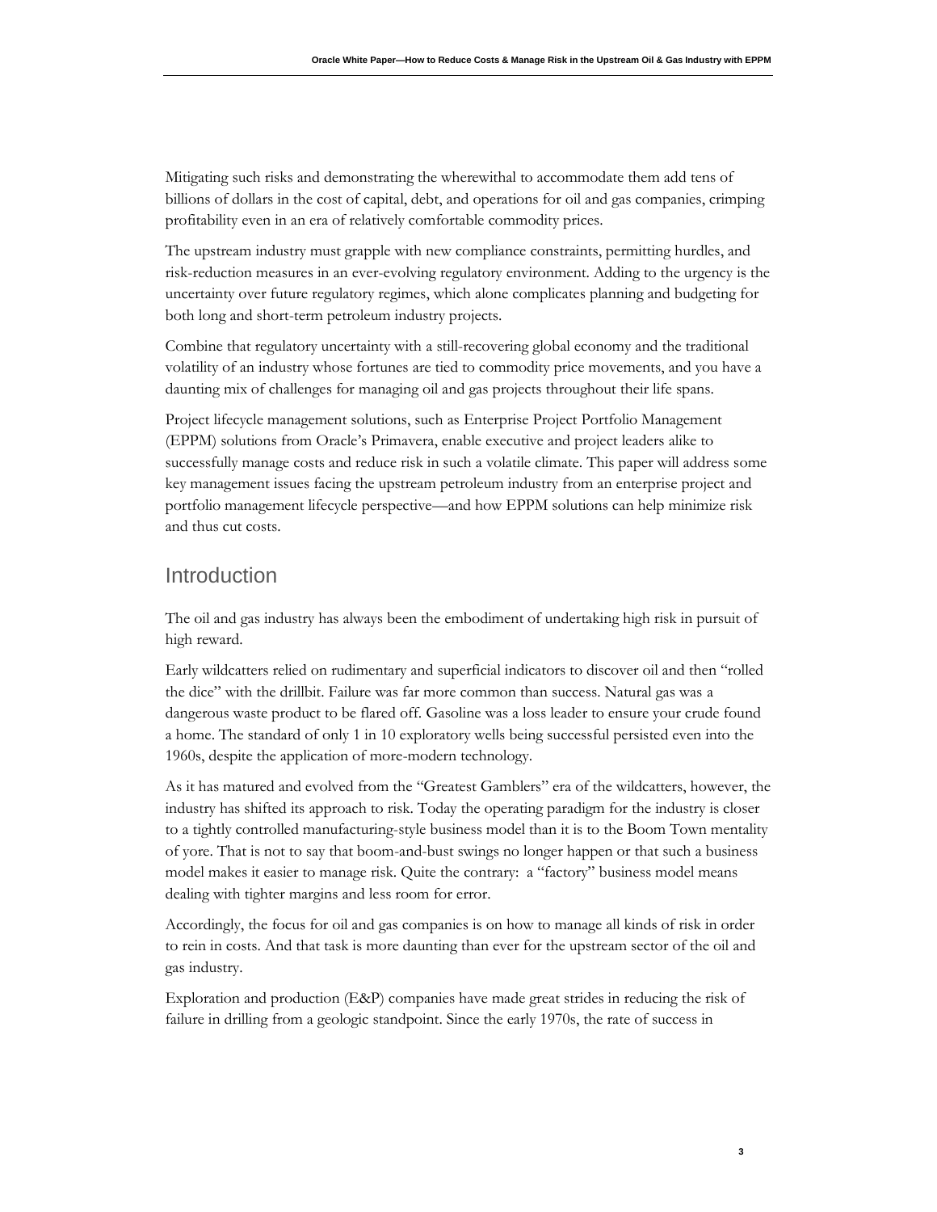Mitigating such risks and demonstrating the wherewithal to accommodate them add tens of billions of dollars in the cost of capital, debt, and operations for oil and gas companies, crimping profitability even in an era of relatively comfortable commodity prices.

The upstream industry must grapple with new compliance constraints, permitting hurdles, and risk-reduction measures in an ever-evolving regulatory environment. Adding to the urgency is the uncertainty over future regulatory regimes, which alone complicates planning and budgeting for both long and short-term petroleum industry projects.

Combine that regulatory uncertainty with a still-recovering global economy and the traditional volatility of an industry whose fortunes are tied to commodity price movements, and you have a daunting mix of challenges for managing oil and gas projects throughout their life spans.

Project lifecycle management solutions, such as Enterprise Project Portfolio Management (EPPM) solutions from Oracle's Primavera, enable executive and project leaders alike to successfully manage costs and reduce risk in such a volatile climate. This paper will address some key management issues facing the upstream petroleum industry from an enterprise project and portfolio management lifecycle perspective—and how EPPM solutions can help minimize risk and thus cut costs.

## Introduction

The oil and gas industry has always been the embodiment of undertaking high risk in pursuit of high reward.

Early wildcatters relied on rudimentary and superficial indicators to discover oil and then "rolled the dice" with the drillbit. Failure was far more common than success. Natural gas was a dangerous waste product to be flared off. Gasoline was a loss leader to ensure your crude found a home. The standard of only 1 in 10 exploratory wells being successful persisted even into the 1960s, despite the application of more-modern technology.

As it has matured and evolved from the "Greatest Gamblers" era of the wildcatters, however, the industry has shifted its approach to risk. Today the operating paradigm for the industry is closer to a tightly controlled manufacturing-style business model than it is to the Boom Town mentality of yore. That is not to say that boom-and-bust swings no longer happen or that such a business model makes it easier to manage risk. Quite the contrary: a "factory" business model means dealing with tighter margins and less room for error.

Accordingly, the focus for oil and gas companies is on how to manage all kinds of risk in order to rein in costs. And that task is more daunting than ever for the upstream sector of the oil and gas industry.

Exploration and production (E&P) companies have made great strides in reducing the risk of failure in drilling from a geologic standpoint. Since the early 1970s, the rate of success in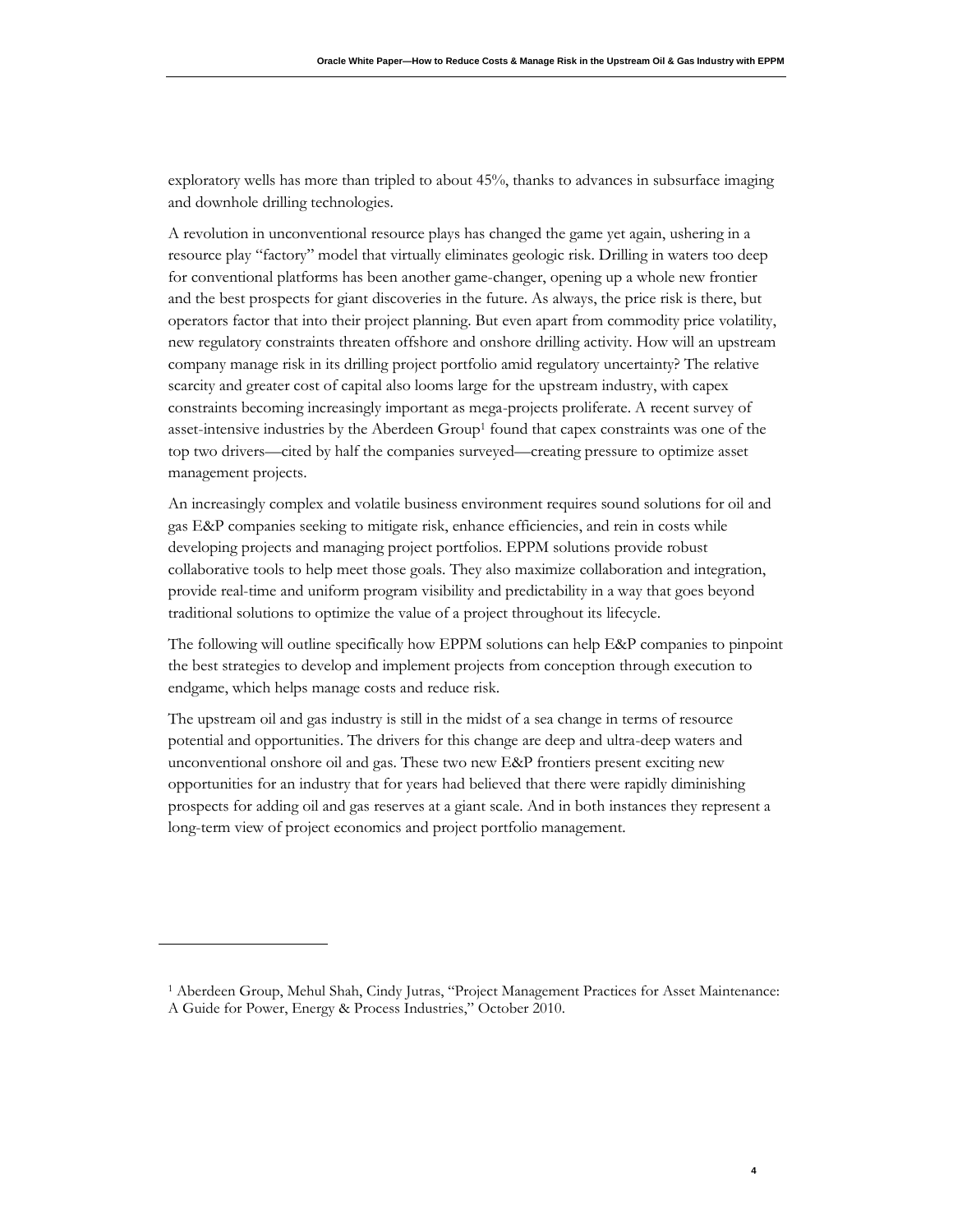exploratory wells has more than tripled to about 45%, thanks to advances in subsurface imaging and downhole drilling technologies.

A revolution in unconventional resource plays has changed the game yet again, ushering in a resource play "factory" model that virtually eliminates geologic risk. Drilling in waters too deep for conventional platforms has been another game-changer, opening up a whole new frontier and the best prospects for giant discoveries in the future. As always, the price risk is there, but operators factor that into their project planning. But even apart from commodity price volatility, new regulatory constraints threaten offshore and onshore drilling activity. How will an upstream company manage risk in its drilling project portfolio amid regulatory uncertainty? The relative scarcity and greater cost of capital also looms large for the upstream industry, with capex constraints becoming increasingly important as mega-projects proliferate. A recent survey of asset-intensive industries by the Aberdeen Group[1] found that capex constraints was one of the top two drivers—cited by half the companies surveyed—creating pressure to optimize asset management projects.

An increasingly complex and volatile business environment requires sound solutions for oil and gas E&P companies seeking to mitigate risk, enhance efficiencies, and rein in costs while developing projects and managing project portfolios. EPPM solutions provide robust collaborative tools to help meet those goals. They also maximize collaboration and integration, provide real-time and uniform program visibility and predictability in a way that goes beyond traditional solutions to optimize the value of a project throughout its lifecycle.

The following will outline specifically how EPPM solutions can help E&P companies to pinpoint the best strategies to develop and implement projects from conception through execution to endgame, which helps manage costs and reduce risk.

The upstream oil and gas industry is still in the midst of a sea change in terms of resource potential and opportunities. The drivers for this change are deep and ultra-deep waters and unconventional onshore oil and gas. These two new E&P frontiers present exciting new opportunities for an industry that for years had believed that there were rapidly diminishing prospects for adding oil and gas reserves at a giant scale. And in both instances they represent a long-term view of project economics and project portfolio management.

---

[1] Aberdeen Group, Mehul Shah, Cindy Jutras, "Project Management Practices for Asset Maintenance: A Guide for Power, Energy & Process Industries," October 2010.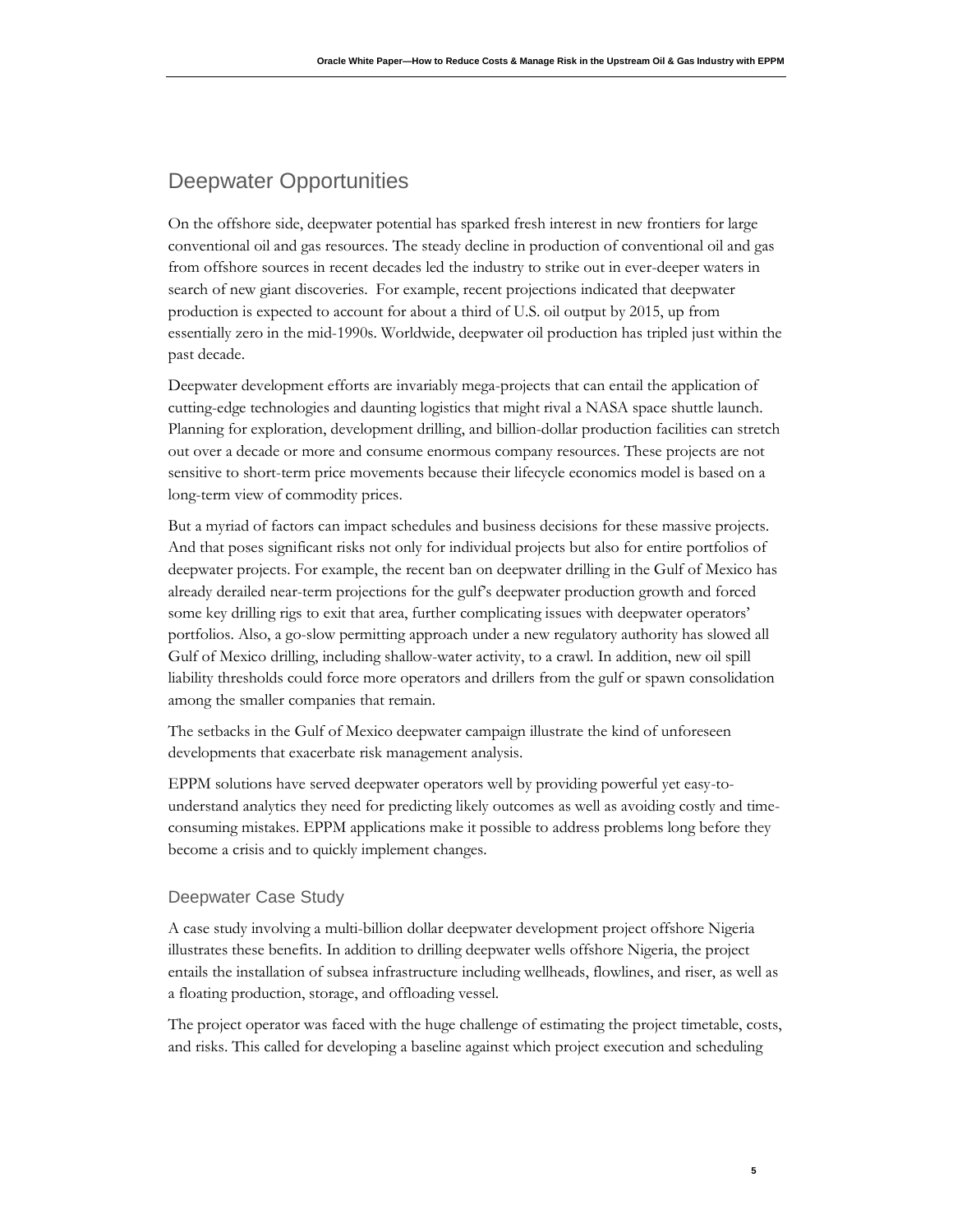## Deepwater Opportunities

On the offshore side, deepwater potential has sparked fresh interest in new frontiers for large conventional oil and gas resources. The steady decline in production of conventional oil and gas from offshore sources in recent decades led the industry to strike out in ever-deeper waters in search of new giant discoveries. For example, recent projections indicated that deepwater production is expected to account for about a third of U.S. oil output by 2015, up from essentially zero in the mid-1990s. Worldwide, deepwater oil production has tripled just within the past decade.

Deepwater development efforts are invariably mega-projects that can entail the application of cutting-edge technologies and daunting logistics that might rival a NASA space shuttle launch. Planning for exploration, development drilling, and billion-dollar production facilities can stretch out over a decade or more and consume enormous company resources. These projects are not sensitive to short-term price movements because their lifecycle economics model is based on a long-term view of commodity prices.

But a myriad of factors can impact schedules and business decisions for these massive projects. And that poses significant risks not only for individual projects but also for entire portfolios of deepwater projects. For example, the recent ban on deepwater drilling in the Gulf of Mexico has already derailed near-term projections for the gulf's deepwater production growth and forced some key drilling rigs to exit that area, further complicating issues with deepwater operators' portfolios. Also, a go-slow permitting approach under a new regulatory authority has slowed all Gulf of Mexico drilling, including shallow-water activity, to a crawl. In addition, new oil spill liability thresholds could force more operators and drillers from the gulf or spawn consolidation among the smaller companies that remain.

The setbacks in the Gulf of Mexico deepwater campaign illustrate the kind of unforeseen developments that exacerbate risk management analysis.

EPPM solutions have served deepwater operators well by providing powerful yet easy-to-understand analytics they need for predicting likely outcomes as well as avoiding costly and time-consuming mistakes. EPPM applications make it possible to address problems long before they become a crisis and to quickly implement changes.

### Deepwater Case Study

A case study involving a multi-billion dollar deepwater development project offshore Nigeria illustrates these benefits. In addition to drilling deepwater wells offshore Nigeria, the project entails the installation of subsea infrastructure including wellheads, flowlines, and riser, as well as a floating production, storage, and offloading vessel.

The project operator was faced with the huge challenge of estimating the project timetable, costs, and risks. This called for developing a baseline against which project execution and scheduling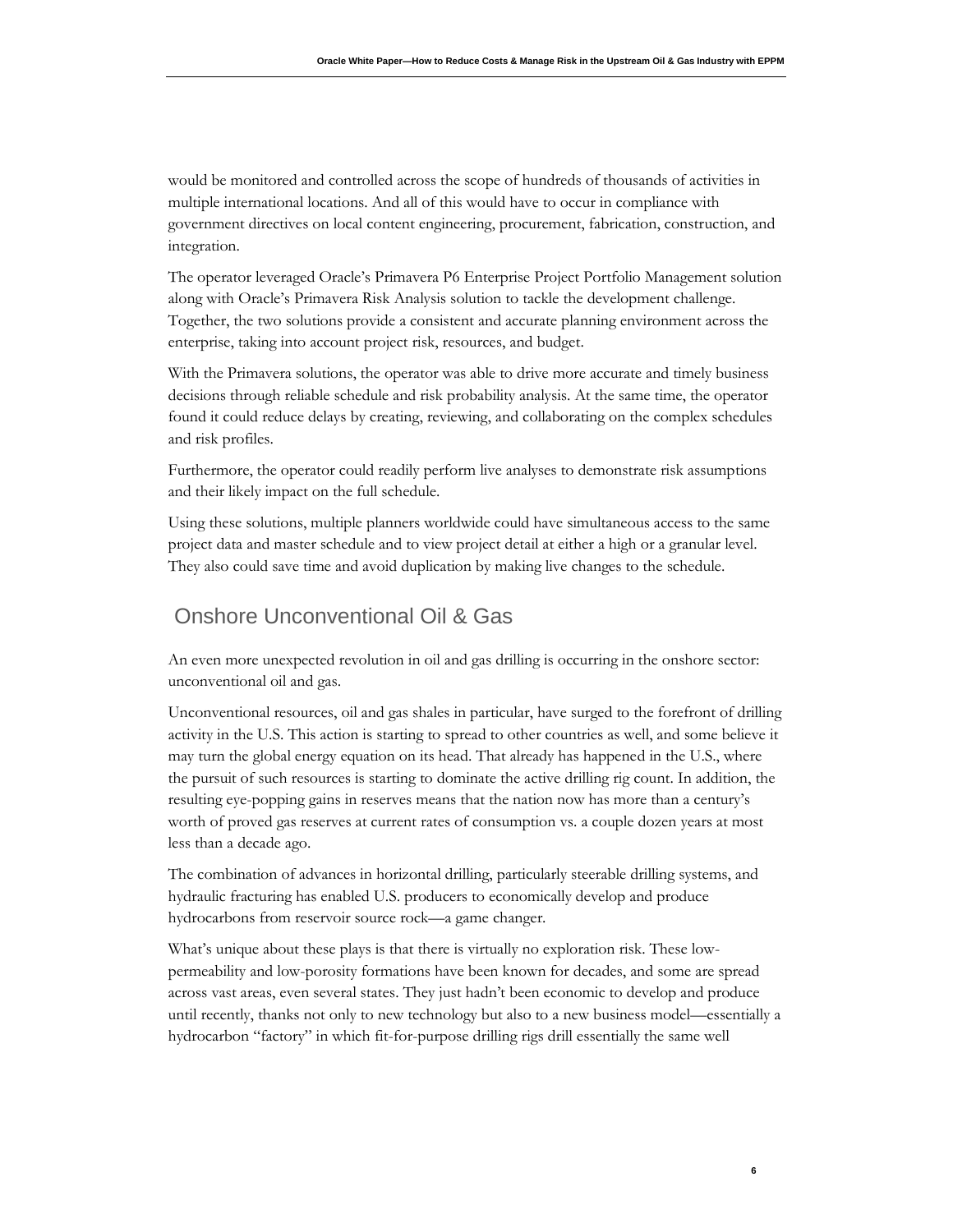would be monitored and controlled across the scope of hundreds of thousands of activities in multiple international locations. And all of this would have to occur in compliance with government directives on local content engineering, procurement, fabrication, construction, and integration.

The operator leveraged Oracle's Primavera P6 Enterprise Project Portfolio Management solution along with Oracle's Primavera Risk Analysis solution to tackle the development challenge. Together, the two solutions provide a consistent and accurate planning environment across the enterprise, taking into account project risk, resources, and budget.

With the Primavera solutions, the operator was able to drive more accurate and timely business decisions through reliable schedule and risk probability analysis. At the same time, the operator found it could reduce delays by creating, reviewing, and collaborating on the complex schedules and risk profiles.

Furthermore, the operator could readily perform live analyses to demonstrate risk assumptions and their likely impact on the full schedule.

Using these solutions, multiple planners worldwide could have simultaneous access to the same project data and master schedule and to view project detail at either a high or a granular level. They also could save time and avoid duplication by making live changes to the schedule.

## Onshore Unconventional Oil & Gas

An even more unexpected revolution in oil and gas drilling is occurring in the onshore sector: unconventional oil and gas.

Unconventional resources, oil and gas shales in particular, have surged to the forefront of drilling activity in the U.S. This action is starting to spread to other countries as well, and some believe it may turn the global energy equation on its head. That already has happened in the U.S., where the pursuit of such resources is starting to dominate the active drilling rig count. In addition, the resulting eye-popping gains in reserves means that the nation now has more than a century's worth of proved gas reserves at current rates of consumption vs. a couple dozen years at most less than a decade ago.

The combination of advances in horizontal drilling, particularly steerable drilling systems, and hydraulic fracturing has enabled U.S. producers to economically develop and produce hydrocarbons from reservoir source rock—a game changer.

What's unique about these plays is that there is virtually no exploration risk. These low-permeability and low-porosity formations have been known for decades, and some are spread across vast areas, even several states. They just hadn't been economic to develop and produce until recently, thanks not only to new technology but also to a new business model—essentially a hydrocarbon "factory" in which fit-for-purpose drilling rigs drill essentially the same well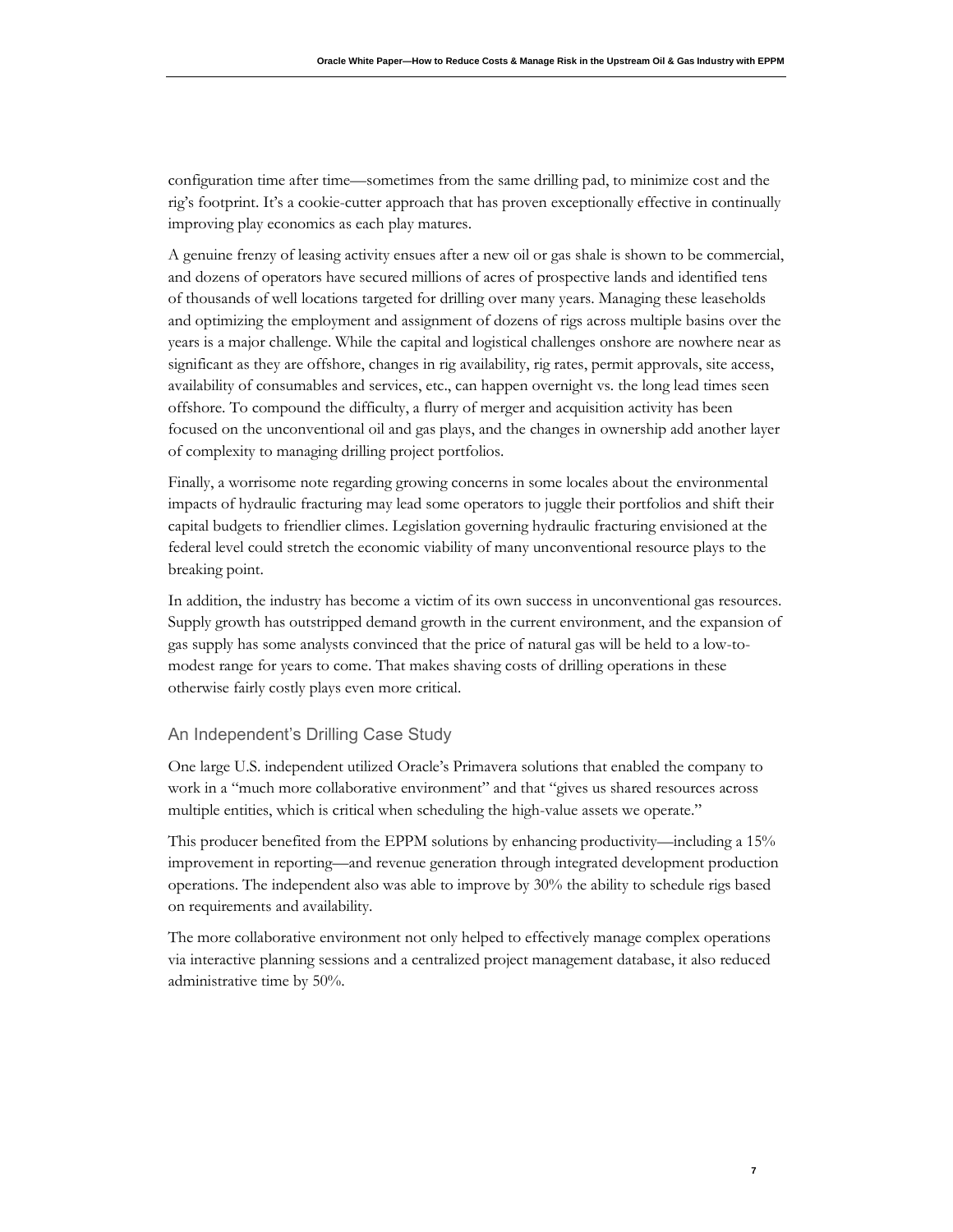configuration time after time—sometimes from the same drilling pad, to minimize cost and the rig's footprint. It's a cookie-cutter approach that has proven exceptionally effective in continually improving play economics as each play matures.

A genuine frenzy of leasing activity ensues after a new oil or gas shale is shown to be commercial, and dozens of operators have secured millions of acres of prospective lands and identified tens of thousands of well locations targeted for drilling over many years. Managing these leaseholds and optimizing the employment and assignment of dozens of rigs across multiple basins over the years is a major challenge. While the capital and logistical challenges onshore are nowhere near as significant as they are offshore, changes in rig availability, rig rates, permit approvals, site access, availability of consumables and services, etc., can happen overnight vs. the long lead times seen offshore. To compound the difficulty, a flurry of merger and acquisition activity has been focused on the unconventional oil and gas plays, and the changes in ownership add another layer of complexity to managing drilling project portfolios.

Finally, a worrisome note regarding growing concerns in some locales about the environmental impacts of hydraulic fracturing may lead some operators to juggle their portfolios and shift their capital budgets to friendlier climes. Legislation governing hydraulic fracturing envisioned at the federal level could stretch the economic viability of many unconventional resource plays to the breaking point.

In addition, the industry has become a victim of its own success in unconventional gas resources. Supply growth has outstripped demand growth in the current environment, and the expansion of gas supply has some analysts convinced that the price of natural gas will be held to a low-to-modest range for years to come. That makes shaving costs of drilling operations in these otherwise fairly costly plays even more critical.

## An Independent's Drilling Case Study

One large U.S. independent utilized Oracle's Primavera solutions that enabled the company to work in a "much more collaborative environment" and that "gives us shared resources across multiple entities, which is critical when scheduling the high-value assets we operate."

This producer benefited from the EPPM solutions by enhancing productivity—including a 15% improvement in reporting—and revenue generation through integrated development production operations. The independent also was able to improve by 30% the ability to schedule rigs based on requirements and availability.

The more collaborative environment not only helped to effectively manage complex operations via interactive planning sessions and a centralized project management database, it also reduced administrative time by 50%.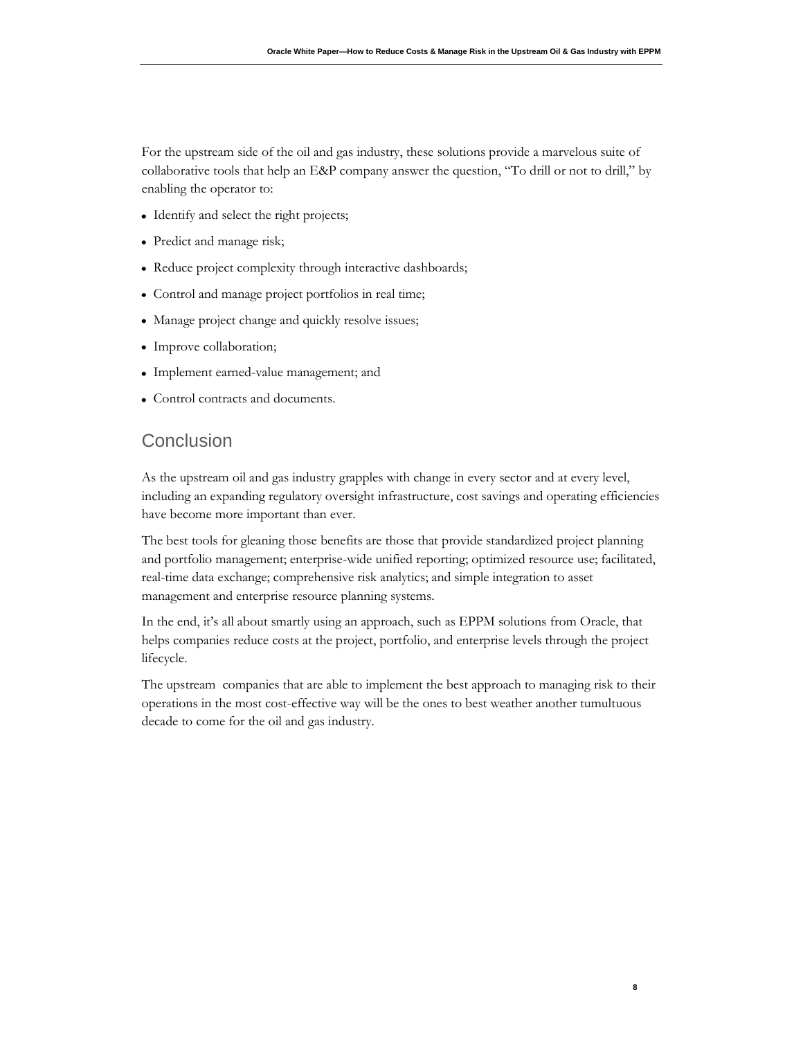For the upstream side of the oil and gas industry, these solutions provide a marvelous suite of collaborative tools that help an E&P company answer the question, "To drill or not to drill," by enabling the operator to:

- Identify and select the right projects;
- Predict and manage risk;
- Reduce project complexity through interactive dashboards;
- Control and manage project portfolios in real time;
- Manage project change and quickly resolve issues;
- Improve collaboration;
- Implement earned-value management; and
- Control contracts and documents.

## Conclusion

As the upstream oil and gas industry grapples with change in every sector and at every level, including an expanding regulatory oversight infrastructure, cost savings and operating efficiencies have become more important than ever.

The best tools for gleaning those benefits are those that provide standardized project planning and portfolio management; enterprise-wide unified reporting; optimized resource use; facilitated, real-time data exchange; comprehensive risk analytics; and simple integration to asset management and enterprise resource planning systems.

In the end, it's all about smartly using an approach, such as EPPM solutions from Oracle, that helps companies reduce costs at the project, portfolio, and enterprise levels through the project lifecycle.

The upstream companies that are able to implement the best approach to managing risk to their operations in the most cost-effective way will be the ones to best weather another tumultuous decade to come for the oil and gas industry.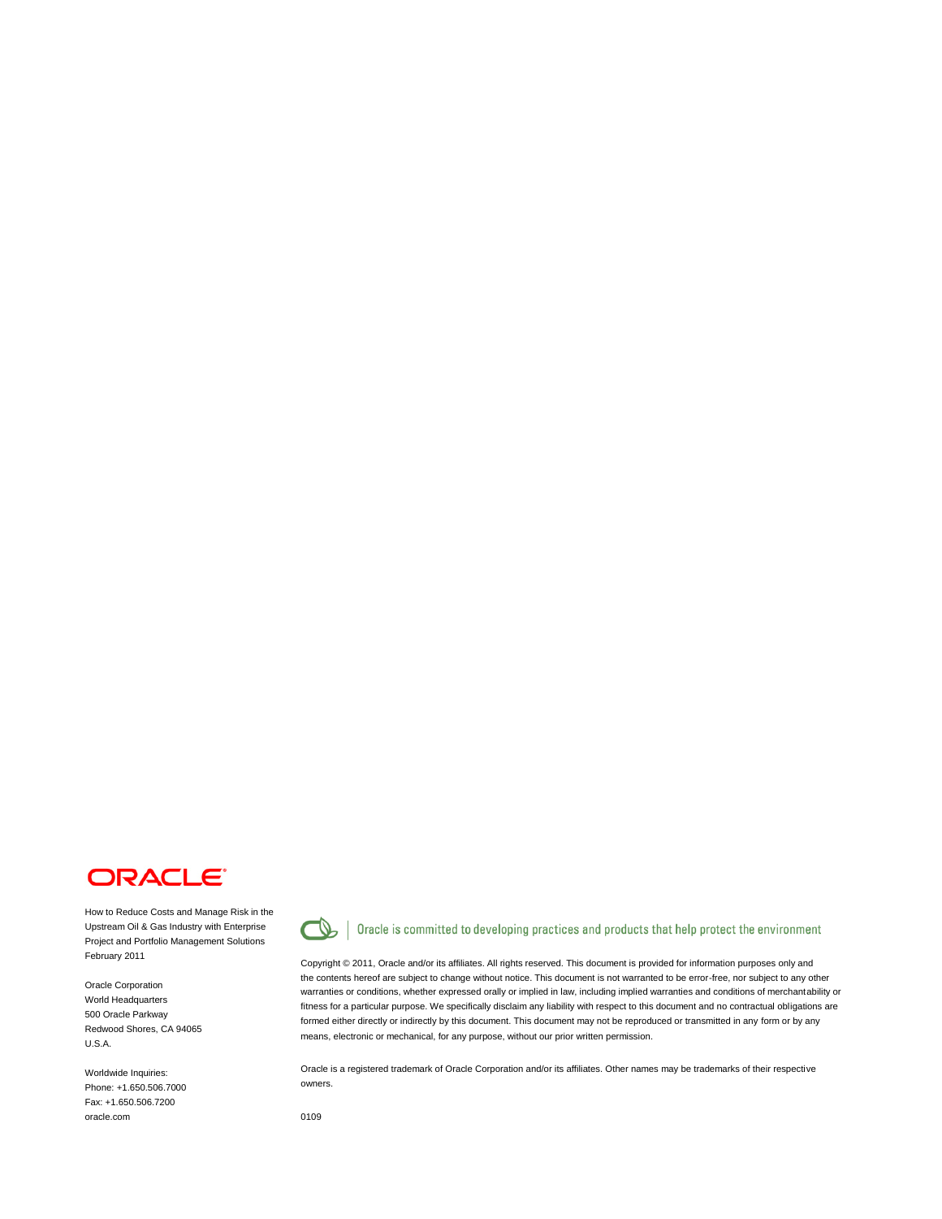ORACLE

How to Reduce Costs and Manage Risk in the Upstream Oil & Gas Industry with Enterprise Project and Portfolio Management Solutions
February 2011

Oracle Corporation
World Headquarters
500 Oracle Parkway
Redwood Shores, CA 94065
U.S.A.

Worldwide Inquiries:
Phone: +1.650.506.7000
Fax: +1.650.506.7200
oracle.com

Oracle is committed to developing practices and products that help protect the environment

Copyright © 2011, Oracle and/or its affiliates. All rights reserved. This document is provided for information purposes only and the contents hereof are subject to change without notice. This document is not warranted to be error-free, nor subject to any other warranties or conditions, whether expressed orally or implied in law, including implied warranties and conditions of merchantability or fitness for a particular purpose. We specifically disclaim any liability with respect to this document and no contractual obligations are formed either directly or indirectly by this document. This document may not be reproduced or transmitted in any form or by any means, electronic or mechanical, for any purpose, without our prior written permission.

Oracle is a registered trademark of Oracle Corporation and/or its affiliates. Other names may be trademarks of their respective owners.

0109